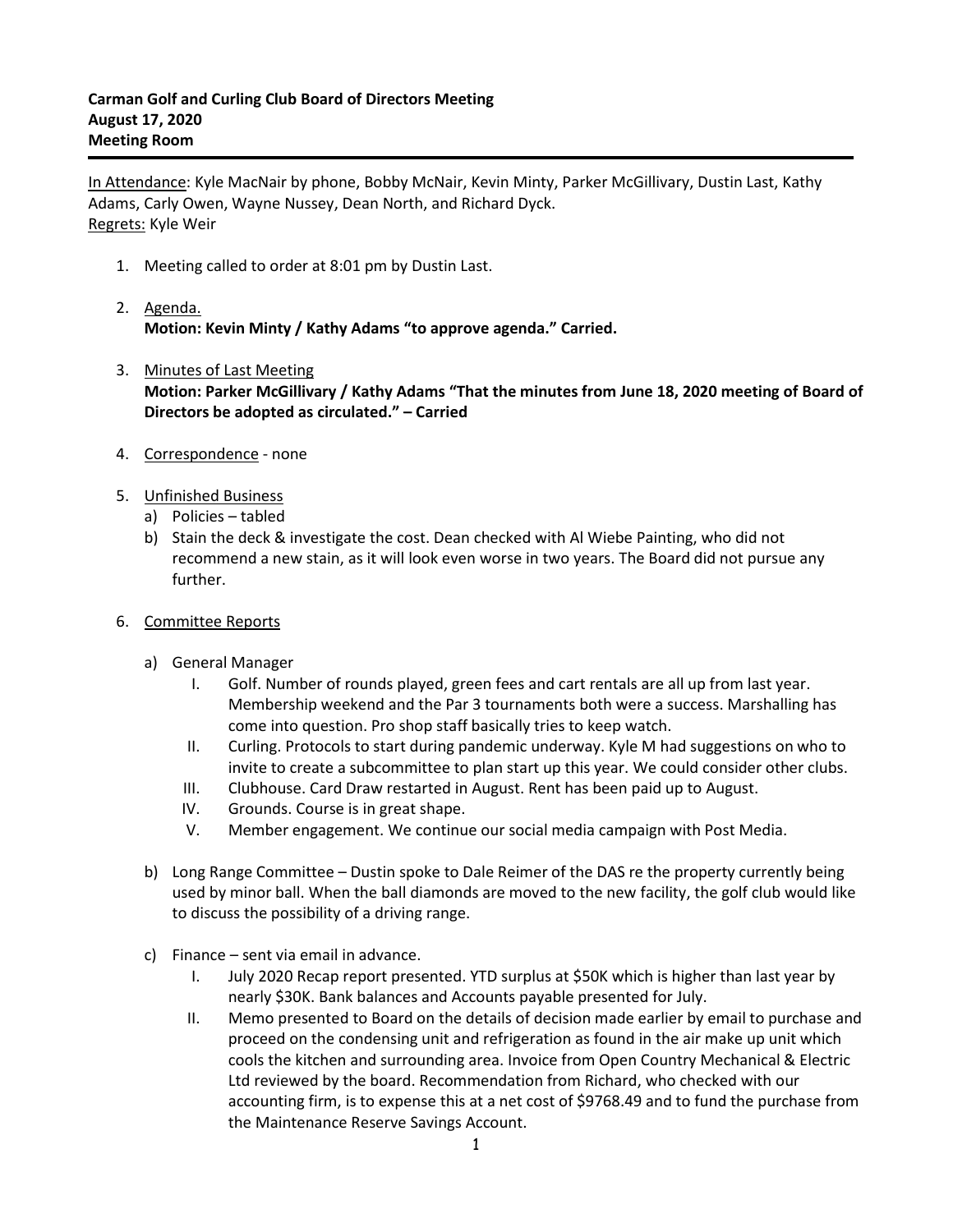**Carman Golf and Curling Club Board of Directors Meeting**
**August 17, 2020**
**Meeting Room**

---

<u>In Attendance</u>: Kyle MacNair by phone, Bobby McNair, Kevin Minty, Parker McGillivary, Dustin Last, Kathy Adams, Carly Owen, Wayne Nussey, Dean North, and Richard Dyck.
<u>Regrets:</u> Kyle Weir

1. Meeting called to order at 8:01 pm by Dustin Last.

2. <u>Agenda.</u>
   **Motion: Kevin Minty / Kathy Adams "to approve agenda." Carried.**

3. <u>Minutes of Last Meeting</u>
   **Motion: Parker McGillivary / Kathy Adams "That the minutes from June 18, 2020 meeting of Board of Directors be adopted as circulated." – Carried**

4. <u>Correspondence</u> - none

5. <u>Unfinished Business</u>
   a) Policies – tabled
   b) Stain the deck & investigate the cost. Dean checked with Al Wiebe Painting, who did not recommend a new stain, as it will look even worse in two years. The Board did not pursue any further.

6. <u>Committee Reports</u>

   a) General Manager
      I. Golf. Number of rounds played, green fees and cart rentals are all up from last year. Membership weekend and the Par 3 tournaments both were a success. Marshalling has come into question. Pro shop staff basically tries to keep watch.
      II. Curling. Protocols to start during pandemic underway. Kyle M had suggestions on who to invite to create a subcommittee to plan start up this year. We could consider other clubs.
      III. Clubhouse. Card Draw restarted in August. Rent has been paid up to August.
      IV. Grounds. Course is in great shape.
      V. Member engagement. We continue our social media campaign with Post Media.

   b) Long Range Committee – Dustin spoke to Dale Reimer of the DAS re the property currently being used by minor ball. When the ball diamonds are moved to the new facility, the golf club would like to discuss the possibility of a driving range.

   c) Finance – sent via email in advance.
      I. July 2020 Recap report presented. YTD surplus at $50K which is higher than last year by nearly $30K. Bank balances and Accounts payable presented for July.
      II. Memo presented to Board on the details of decision made earlier by email to purchase and proceed on the condensing unit and refrigeration as found in the air make up unit which cools the kitchen and surrounding area. Invoice from Open Country Mechanical & Electric Ltd reviewed by the board. Recommendation from Richard, who checked with our accounting firm, is to expense this at a net cost of $9768.49 and to fund the purchase from the Maintenance Reserve Savings Account.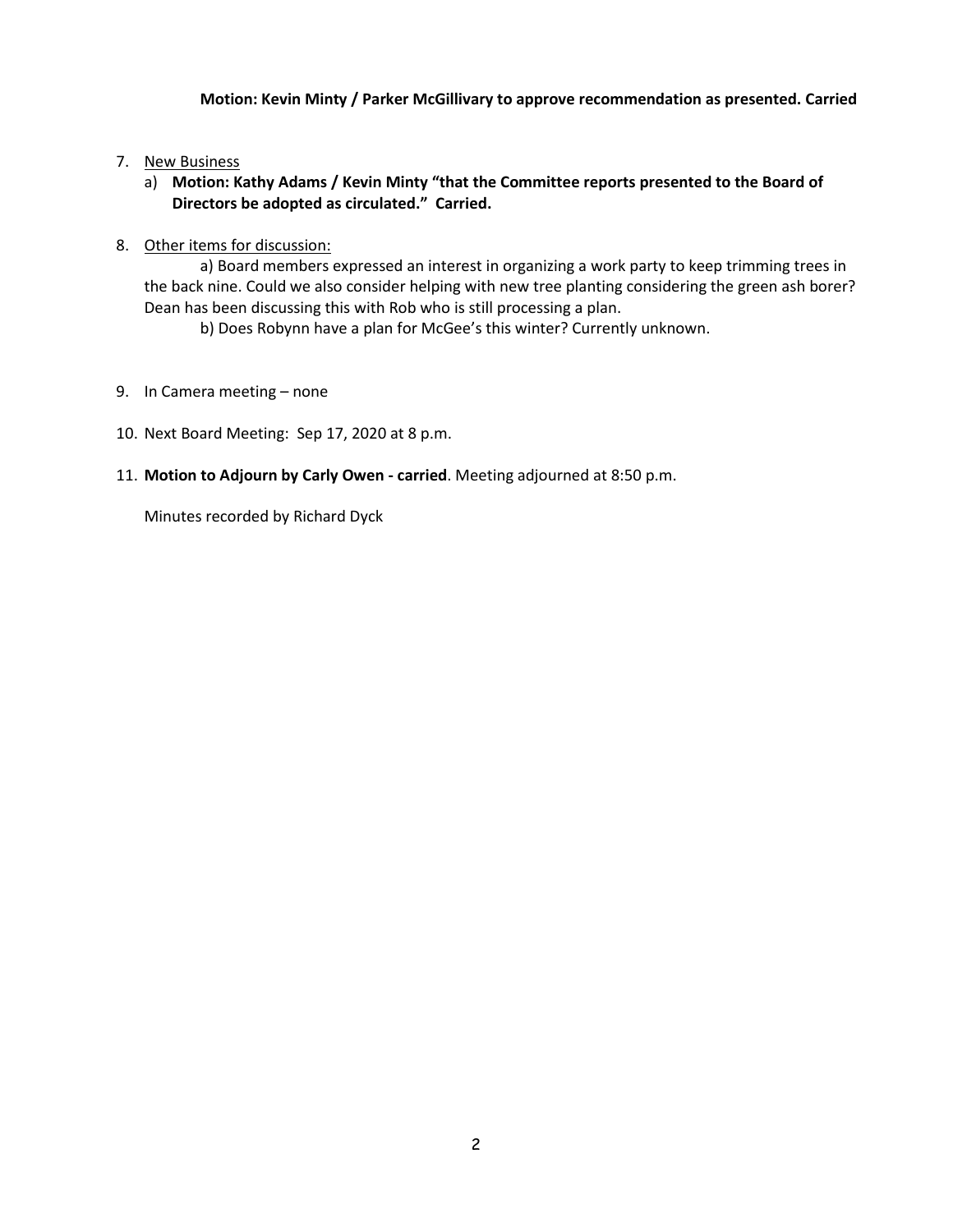**Motion: Kevin Minty / Parker McGillivary to approve recommendation as presented. Carried**

7. New Business
   a) **Motion: Kathy Adams / Kevin Minty "that the Committee reports presented to the Board of Directors be adopted as circulated." Carried.**

8. Other items for discussion:

   a) Board members expressed an interest in organizing a work party to keep trimming trees in the back nine. Could we also consider helping with new tree planting considering the green ash borer? Dean has been discussing this with Rob who is still processing a plan.

   b) Does Robynn have a plan for McGee's this winter? Currently unknown.

9. In Camera meeting – none

10. Next Board Meeting: Sep 17, 2020 at 8 p.m.

11. **Motion to Adjourn by Carly Owen - carried**. Meeting adjourned at 8:50 p.m.

    Minutes recorded by Richard Dyck